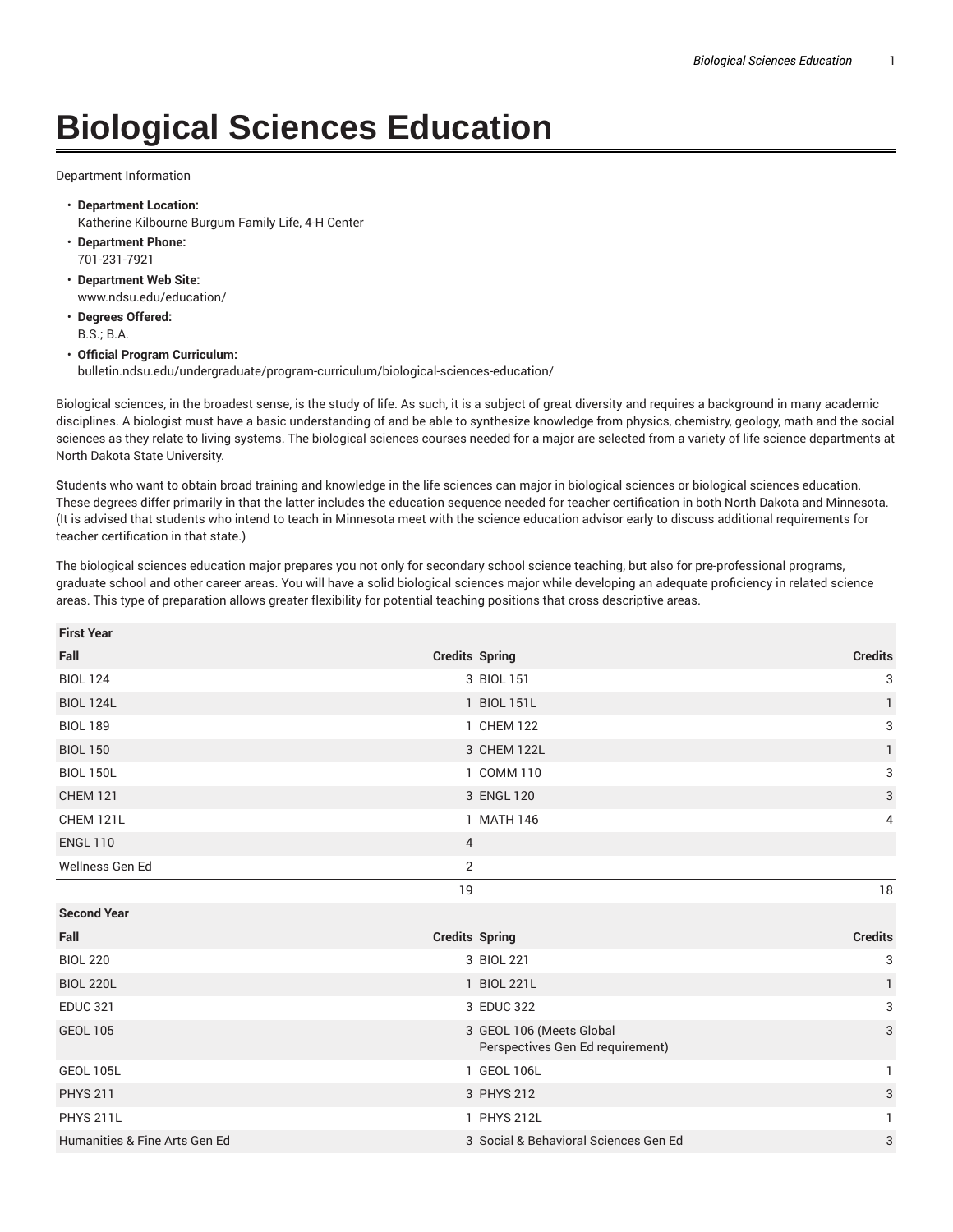# Biological Sciences Education

Department Information

- **Department Location:**
  Katherine Kilbourne Burgum Family Life, 4-H Center
- **Department Phone:**
  701-231-7921
- **Department Web Site:**
  www.ndsu.edu/education/
- **Degrees Offered:**
  B.S.; B.A.
- **Official Program Curriculum:**
  bulletin.ndsu.edu/undergraduate/program-curriculum/biological-sciences-education/

Biological sciences, in the broadest sense, is the study of life. As such, it is a subject of great diversity and requires a background in many academic disciplines. A biologist must have a basic understanding of and be able to synthesize knowledge from physics, chemistry, geology, math and the social sciences as they relate to living systems. The biological sciences courses needed for a major are selected from a variety of life science departments at North Dakota State University.

**S**tudents who want to obtain broad training and knowledge in the life sciences can major in biological sciences or biological sciences education. These degrees differ primarily in that the latter includes the education sequence needed for teacher certification in both North Dakota and Minnesota. (It is advised that students who intend to teach in Minnesota meet with the science education advisor early to discuss additional requirements for teacher certification in that state.)

The biological sciences education major prepares you not only for secondary school science teaching, but also for pre-professional programs, graduate school and other career areas. You will have a solid biological sciences major while developing an adequate proficiency in related science areas. This type of preparation allows greater flexibility for potential teaching positions that cross descriptive areas.

| First Year | | | |
|---|---|---|---|
| Fall | Credits | Spring | Credits |
| BIOL 124 | 3 | BIOL 151 | 3 |
| BIOL 124L | 1 | BIOL 151L | 1 |
| BIOL 189 | 1 | CHEM 122 | 3 |
| BIOL 150 | 3 | CHEM 122L | 1 |
| BIOL 150L | 1 | COMM 110 | 3 |
| CHEM 121 | 3 | ENGL 120 | 3 |
| CHEM 121L | 1 | MATH 146 | 4 |
| ENGL 110 | 4 | | |
| Wellness Gen Ed | 2 | | |
| | 19 | | 18 |
| **Second Year** | | | |
| Fall | Credits | Spring | Credits |
| BIOL 220 | 3 | BIOL 221 | 3 |
| BIOL 220L | 1 | BIOL 221L | 1 |
| EDUC 321 | 3 | EDUC 322 | 3 |
| GEOL 105 | 3 | GEOL 106 (Meets Global Perspectives Gen Ed requirement) | 3 |
| GEOL 105L | 1 | GEOL 106L | 1 |
| PHYS 211 | 3 | PHYS 212 | 3 |
| PHYS 211L | 1 | PHYS 212L | 1 |
| Humanities & Fine Arts Gen Ed | 3 | Social & Behavioral Sciences Gen Ed | 3 |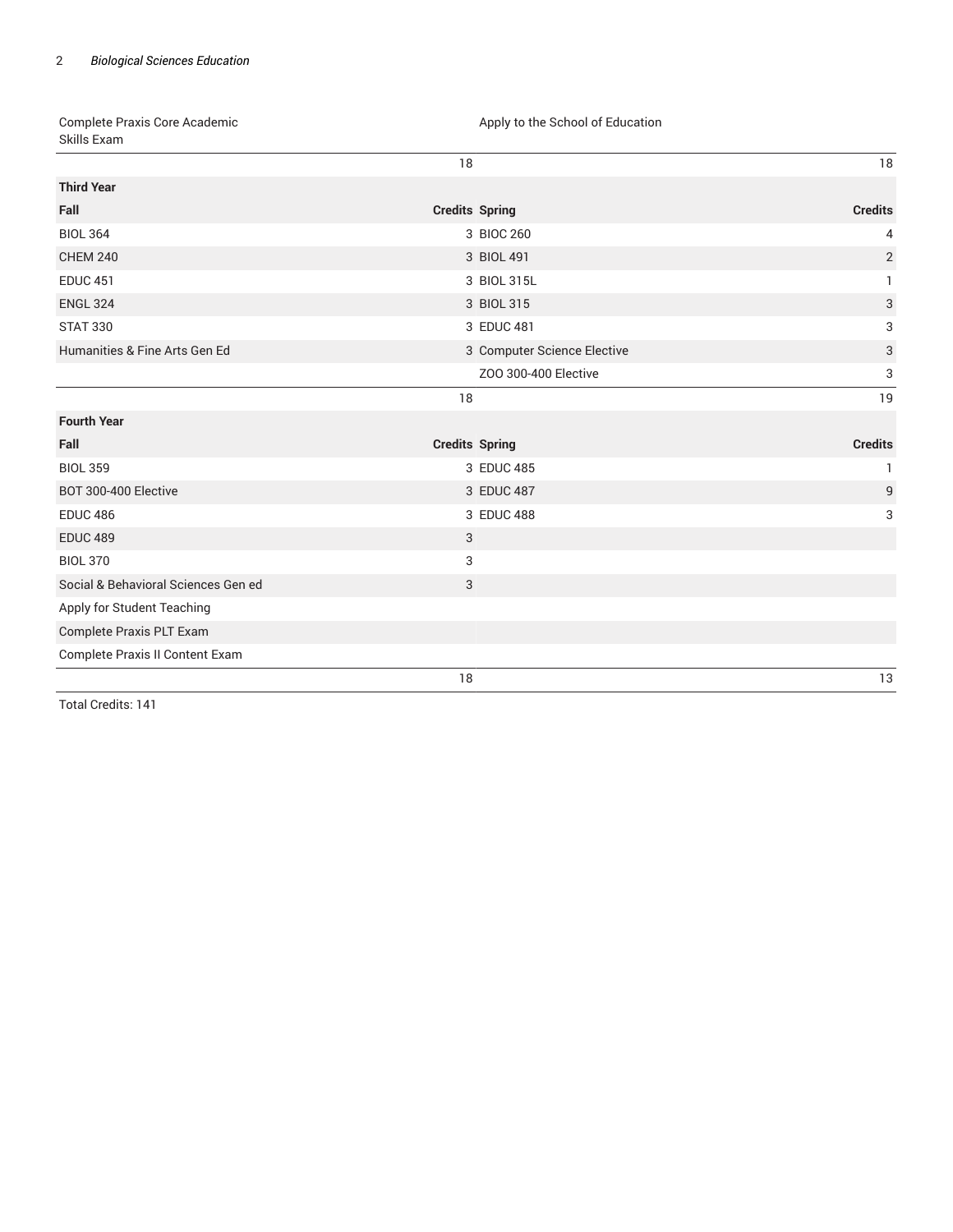| | | | |
|---|---|---|---|
| Complete Praxis Core Academic Skills Exam | | Apply to the School of Education | |
| | 18 | | 18 |
| **Third Year** | | | |
| **Fall** | **Credits** | **Spring** | **Credits** |
| BIOL 364 | 3 | BIOC 260 | 4 |
| CHEM 240 | 3 | BIOL 491 | 2 |
| EDUC 451 | 3 | BIOL 315L | 1 |
| ENGL 324 | 3 | BIOL 315 | 3 |
| STAT 330 | 3 | EDUC 481 | 3 |
| Humanities & Fine Arts Gen Ed | 3 | Computer Science Elective | 3 |
| | | ZOO 300-400 Elective | 3 |
| | 18 | | 19 |
| **Fourth Year** | | | |
| **Fall** | **Credits** | **Spring** | **Credits** |
| BIOL 359 | 3 | EDUC 485 | 1 |
| BOT 300-400 Elective | 3 | EDUC 487 | 9 |
| EDUC 486 | 3 | EDUC 488 | 3 |
| EDUC 489 | 3 | | |
| BIOL 370 | 3 | | |
| Social & Behavioral Sciences Gen ed | 3 | | |
| Apply for Student Teaching | | | |
| Complete Praxis PLT Exam | | | |
| Complete Praxis II Content Exam | | | |
| | 18 | | 13 |

Total Credits: 141